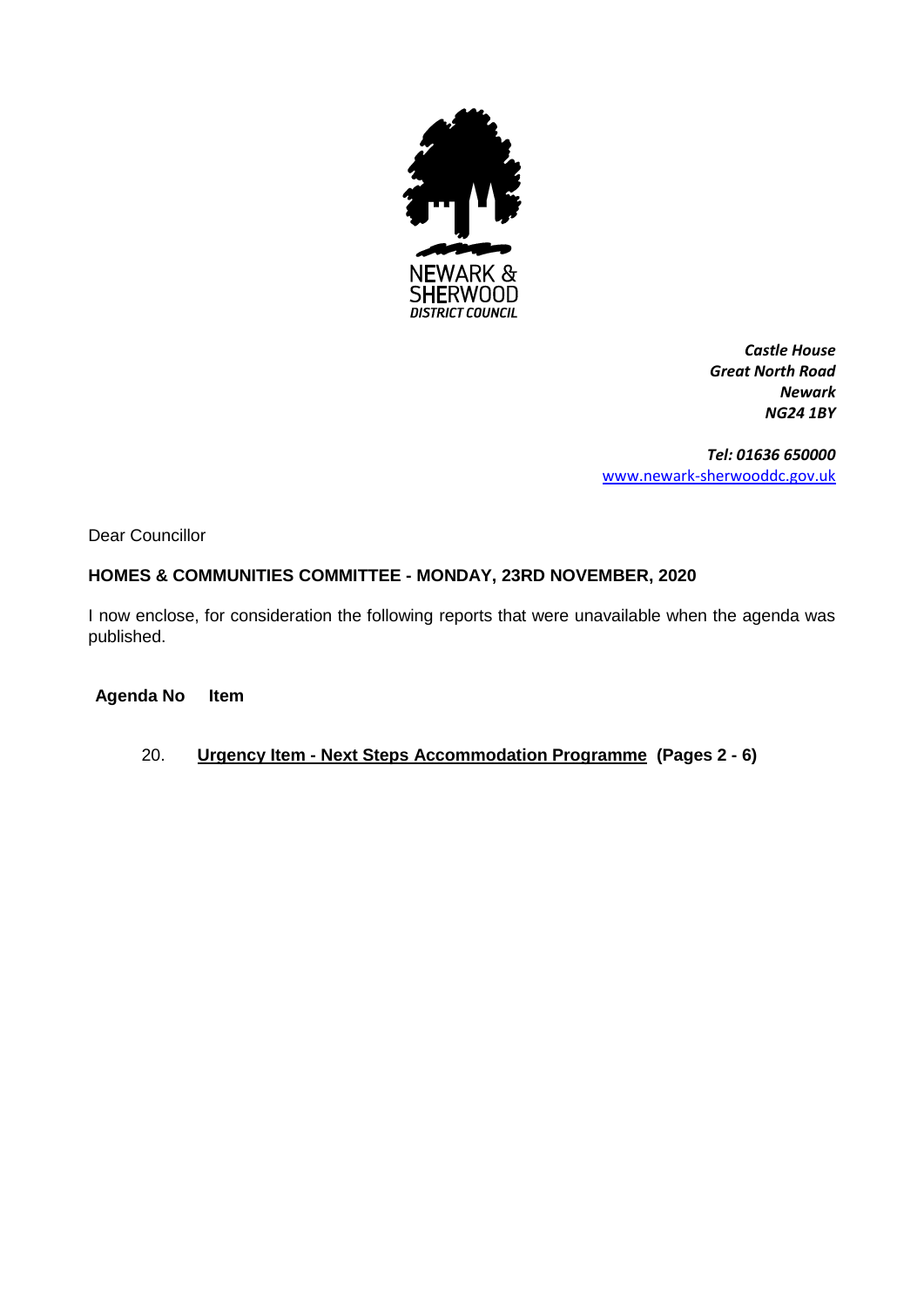NEWARK &
SHERWOOD
*DISTRICT COUNCIL*

***Castle House***
***Great North Road***
***Newark***
***NG24 1BY***

***Tel: 01636 650000***
www.newark-sherwooddc.gov.uk

Dear Councillor

**HOMES & COMMUNITIES COMMITTEE - MONDAY, 23RD NOVEMBER, 2020**

I now enclose, for consideration the following reports that were unavailable when the agenda was published.

| **Agenda No** | **Item** |
| --- | --- |
| 20. | **Urgency Item - Next Steps Accommodation Programme (Pages 2 - 6)** |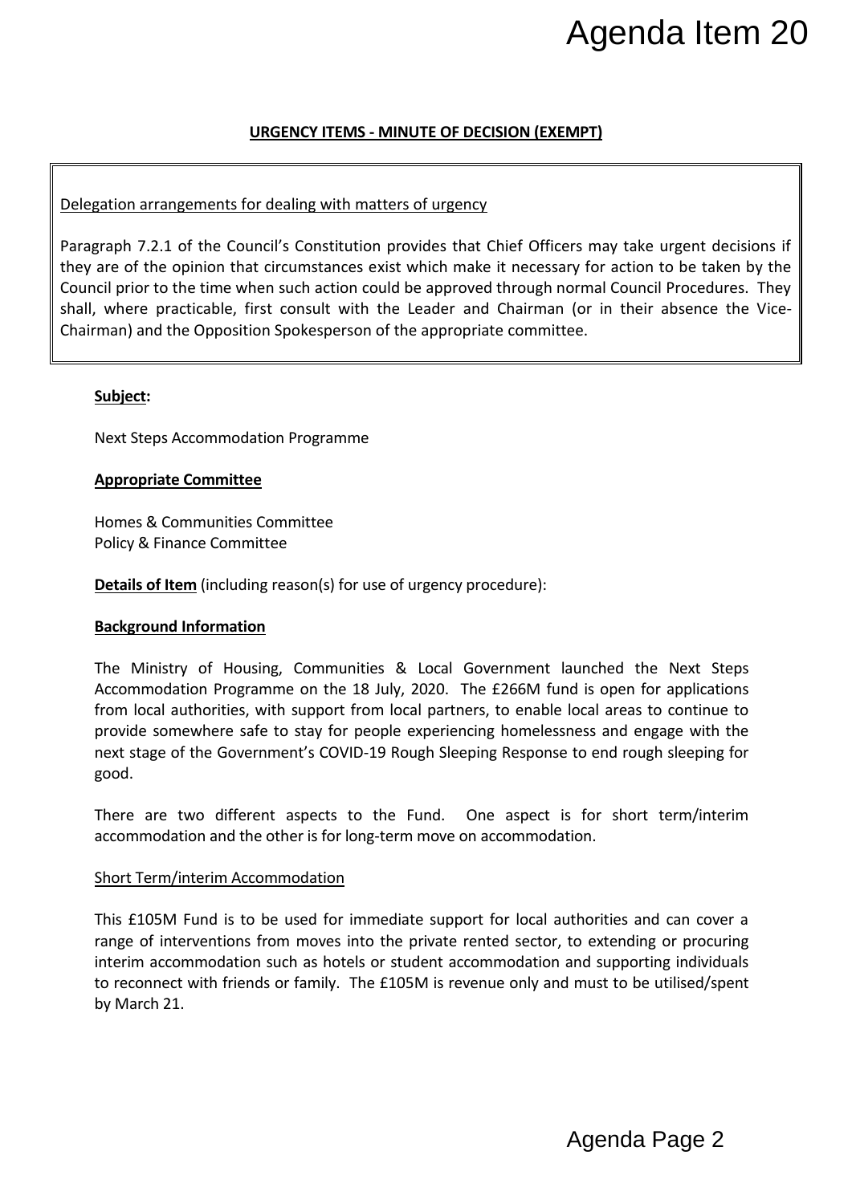**URGENCY ITEMS - MINUTE OF DECISION (EXEMPT)**

Delegation arrangements for dealing with matters of urgency

Paragraph 7.2.1 of the Council's Constitution provides that Chief Officers may take urgent decisions if they are of the opinion that circumstances exist which make it necessary for action to be taken by the Council prior to the time when such action could be approved through normal Council Procedures. They shall, where practicable, first consult with the Leader and Chairman (or in their absence the Vice-Chairman) and the Opposition Spokesperson of the appropriate committee.

**Subject:**

Next Steps Accommodation Programme

**Appropriate Committee**

Homes & Communities Committee
Policy & Finance Committee

**Details of Item** (including reason(s) for use of urgency procedure):

**Background Information**

The Ministry of Housing, Communities & Local Government launched the Next Steps Accommodation Programme on the 18 July, 2020. The £266M fund is open for applications from local authorities, with support from local partners, to enable local areas to continue to provide somewhere safe to stay for people experiencing homelessness and engage with the next stage of the Government's COVID-19 Rough Sleeping Response to end rough sleeping for good.

There are two different aspects to the Fund. One aspect is for short term/interim accommodation and the other is for long-term move on accommodation.

Short Term/interim Accommodation

This £105M Fund is to be used for immediate support for local authorities and can cover a range of interventions from moves into the private rented sector, to extending or procuring interim accommodation such as hotels or student accommodation and supporting individuals to reconnect with friends or family. The £105M is revenue only and must to be utilised/spent by March 21.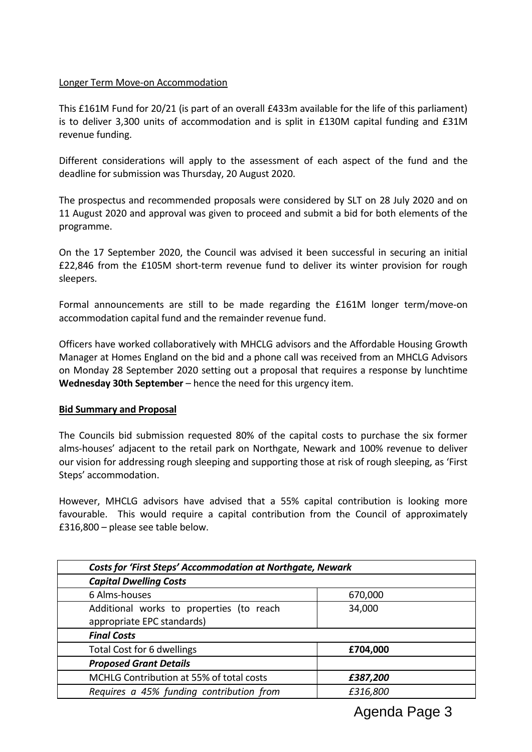Longer Term Move-on Accommodation

This £161M Fund for 20/21 (is part of an overall £433m available for the life of this parliament) is to deliver 3,300 units of accommodation and is split in £130M capital funding and £31M revenue funding.

Different considerations will apply to the assessment of each aspect of the fund and the deadline for submission was Thursday, 20 August 2020.

The prospectus and recommended proposals were considered by SLT on 28 July 2020 and on 11 August 2020 and approval was given to proceed and submit a bid for both elements of the programme.

On the 17 September 2020, the Council was advised it been successful in securing an initial £22,846 from the £105M short-term revenue fund to deliver its winter provision for rough sleepers.

Formal announcements are still to be made regarding the £161M longer term/move-on accommodation capital fund and the remainder revenue fund.

Officers have worked collaboratively with MHCLG advisors and the Affordable Housing Growth Manager at Homes England on the bid and a phone call was received from an MHCLG Advisors on Monday 28 September 2020 setting out a proposal that requires a response by lunchtime **Wednesday 30th September** – hence the need for this urgency item.

**Bid Summary and Proposal**

The Councils bid submission requested 80% of the capital costs to purchase the six former alms-houses' adjacent to the retail park on Northgate, Newark and 100% revenue to deliver our vision for addressing rough sleeping and supporting those at risk of rough sleeping, as 'First Steps' accommodation.

However, MHCLG advisors have advised that a 55% capital contribution is looking more favourable. This would require a capital contribution from the Council of approximately £316,800 – please see table below.

| ***Costs for 'First Steps' Accommodation at Northgate, Newark*** | |
|---|---|
| ***Capital Dwelling Costs*** | |
| 6 Alms-houses | 670,000 |
| Additional works to properties (to reach appropriate EPC standards) | 34,000 |
| ***Final Costs*** | |
| Total Cost for 6 dwellings | **£704,000** |
| ***Proposed Grant Details*** | |
| MCHLG Contribution at 55% of total costs | ***£387,200*** |
| *Requires a 45% funding contribution from* | *£316,800* |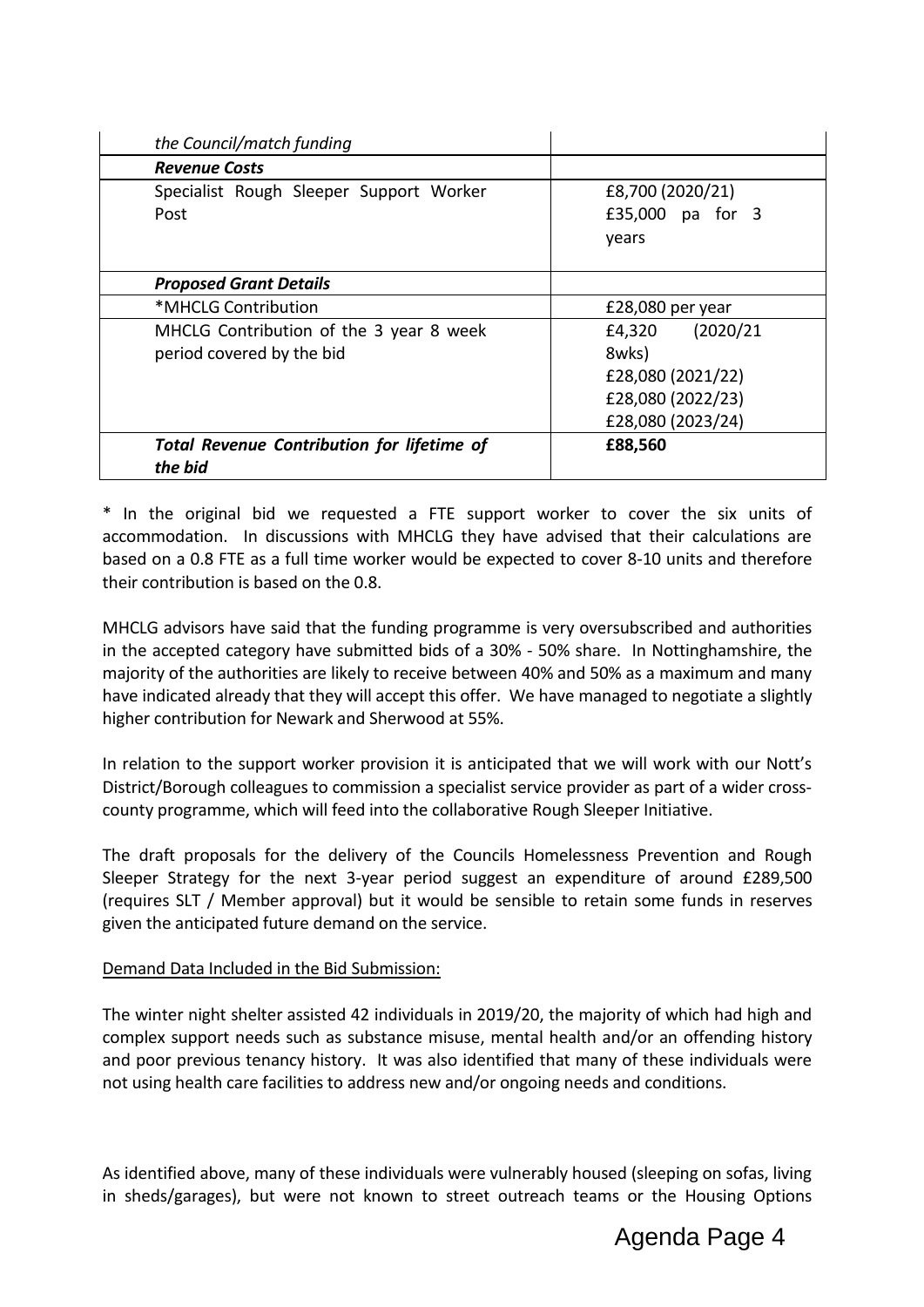| *the Council/match funding* | |
|---|---|
| ***Revenue Costs*** | |
| Specialist Rough Sleeper Support Worker Post | £8,700 (2020/21)<br>£35,000 pa for 3 years |
| ***Proposed Grant Details*** | |
| *MHCLG Contribution | £28,080 per year |
| MHCLG Contribution of the 3 year 8 week period covered by the bid | £4,320 (2020/21 8wks)<br>£28,080 (2021/22)<br>£28,080 (2022/23)<br>£28,080 (2023/24) |
| ***Total Revenue Contribution for lifetime of the bid*** | **£88,560** |

* In the original bid we requested a FTE support worker to cover the six units of accommodation. In discussions with MHCLG they have advised that their calculations are based on a 0.8 FTE as a full time worker would be expected to cover 8-10 units and therefore their contribution is based on the 0.8.

MHCLG advisors have said that the funding programme is very oversubscribed and authorities in the accepted category have submitted bids of a 30% - 50% share. In Nottinghamshire, the majority of the authorities are likely to receive between 40% and 50% as a maximum and many have indicated already that they will accept this offer. We have managed to negotiate a slightly higher contribution for Newark and Sherwood at 55%.

In relation to the support worker provision it is anticipated that we will work with our Nott's District/Borough colleagues to commission a specialist service provider as part of a wider cross-county programme, which will feed into the collaborative Rough Sleeper Initiative.

The draft proposals for the delivery of the Councils Homelessness Prevention and Rough Sleeper Strategy for the next 3-year period suggest an expenditure of around £289,500 (requires SLT / Member approval) but it would be sensible to retain some funds in reserves given the anticipated future demand on the service.

Demand Data Included in the Bid Submission:

The winter night shelter assisted 42 individuals in 2019/20, the majority of which had high and complex support needs such as substance misuse, mental health and/or an offending history and poor previous tenancy history. It was also identified that many of these individuals were not using health care facilities to address new and/or ongoing needs and conditions.

As identified above, many of these individuals were vulnerably housed (sleeping on sofas, living in sheds/garages), but were not known to street outreach teams or the Housing Options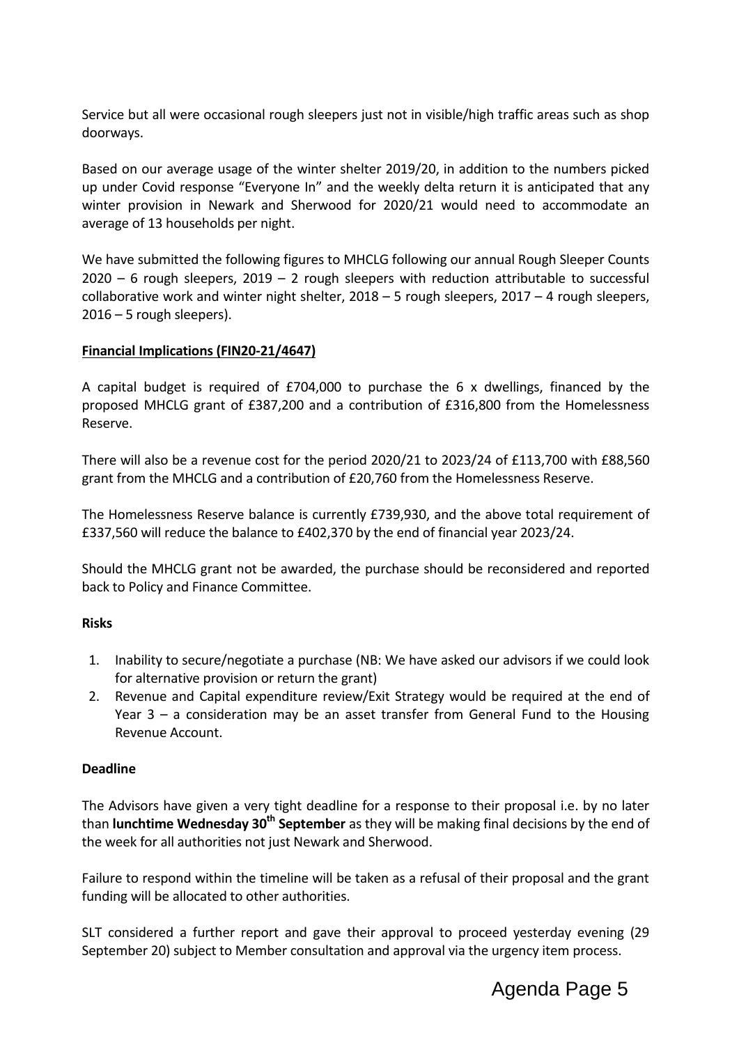Service but all were occasional rough sleepers just not in visible/high traffic areas such as shop doorways.

Based on our average usage of the winter shelter 2019/20, in addition to the numbers picked up under Covid response "Everyone In" and the weekly delta return it is anticipated that any winter provision in Newark and Sherwood for 2020/21 would need to accommodate an average of 13 households per night.

We have submitted the following figures to MHCLG following our annual Rough Sleeper Counts 2020 – 6 rough sleepers, 2019 – 2 rough sleepers with reduction attributable to successful collaborative work and winter night shelter, 2018 – 5 rough sleepers, 2017 – 4 rough sleepers, 2016 – 5 rough sleepers).

**Financial Implications (FIN20-21/4647)**

A capital budget is required of £704,000 to purchase the 6 x dwellings, financed by the proposed MHCLG grant of £387,200 and a contribution of £316,800 from the Homelessness Reserve.

There will also be a revenue cost for the period 2020/21 to 2023/24 of £113,700 with £88,560 grant from the MHCLG and a contribution of £20,760 from the Homelessness Reserve.

The Homelessness Reserve balance is currently £739,930, and the above total requirement of £337,560 will reduce the balance to £402,370 by the end of financial year 2023/24.

Should the MHCLG grant not be awarded, the purchase should be reconsidered and reported back to Policy and Finance Committee.

**Risks**

1. Inability to secure/negotiate a purchase (NB: We have asked our advisors if we could look for alternative provision or return the grant)
2. Revenue and Capital expenditure review/Exit Strategy would be required at the end of Year 3 – a consideration may be an asset transfer from General Fund to the Housing Revenue Account.

**Deadline**

The Advisors have given a very tight deadline for a response to their proposal i.e. by no later than **lunchtime Wednesday 30th September** as they will be making final decisions by the end of the week for all authorities not just Newark and Sherwood.

Failure to respond within the timeline will be taken as a refusal of their proposal and the grant funding will be allocated to other authorities.

SLT considered a further report and gave their approval to proceed yesterday evening (29 September 20) subject to Member consultation and approval via the urgency item process.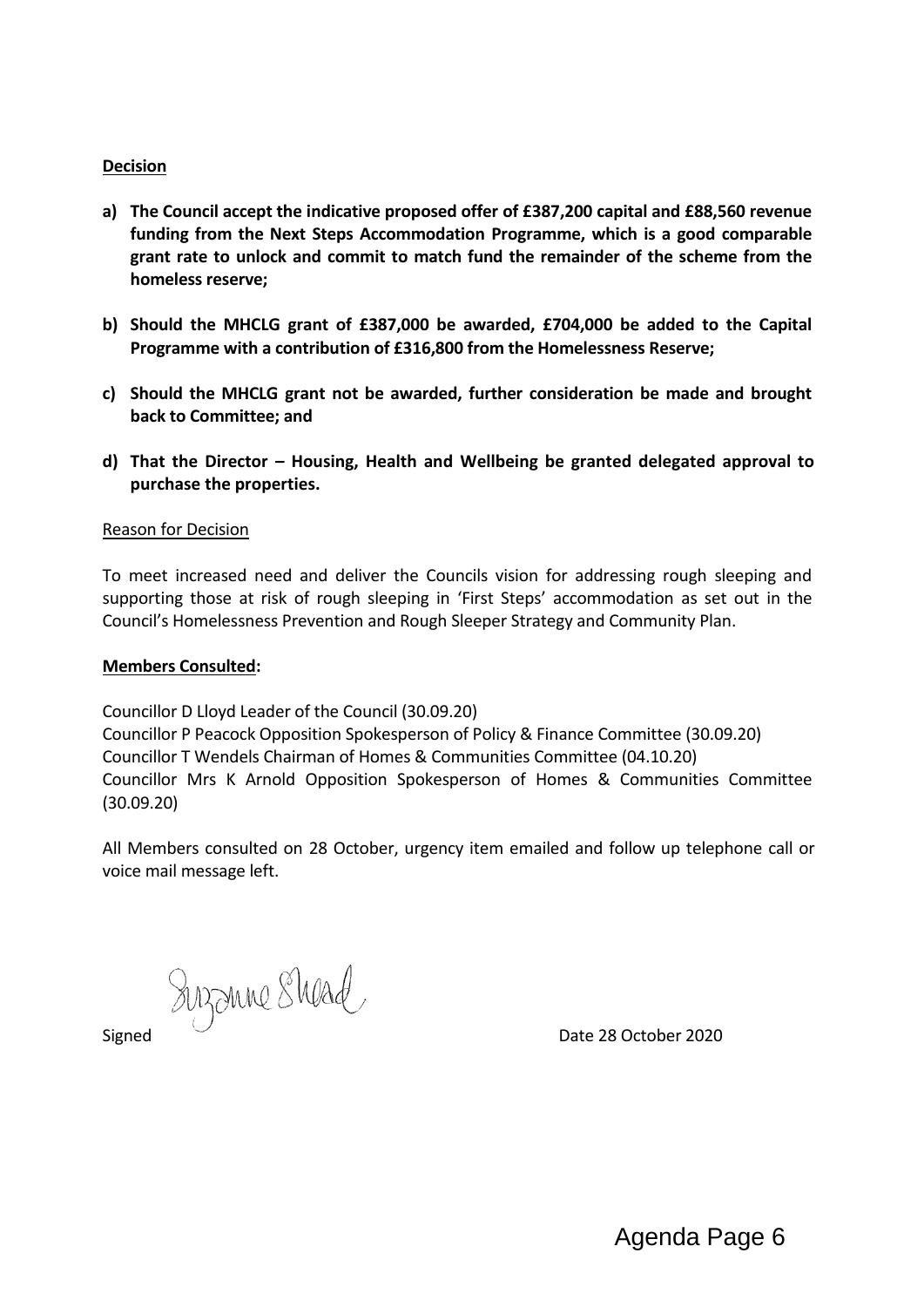**Decision**

a) **The Council accept the indicative proposed offer of £387,200 capital and £88,560 revenue funding from the Next Steps Accommodation Programme, which is a good comparable grant rate to unlock and commit to match fund the remainder of the scheme from the homeless reserve;**

b) **Should the MHCLG grant of £387,000 be awarded, £704,000 be added to the Capital Programme with a contribution of £316,800 from the Homelessness Reserve;**

c) **Should the MHCLG grant not be awarded, further consideration be made and brought back to Committee; and**

d) **That the Director – Housing, Health and Wellbeing be granted delegated approval to purchase the properties.**

Reason for Decision

To meet increased need and deliver the Councils vision for addressing rough sleeping and supporting those at risk of rough sleeping in 'First Steps' accommodation as set out in the Council's Homelessness Prevention and Rough Sleeper Strategy and Community Plan.

**Members Consulted:**

Councillor D Lloyd Leader of the Council (30.09.20)
Councillor P Peacock Opposition Spokesperson of Policy & Finance Committee (30.09.20)
Councillor T Wendels Chairman of Homes & Communities Committee (04.10.20)
Councillor Mrs K Arnold Opposition Spokesperson of Homes & Communities Committee (30.09.20)

All Members consulted on 28 October, urgency item emailed and follow up telephone call or voice mail message left.

Signed Suzanne Shead Date 28 October 2020